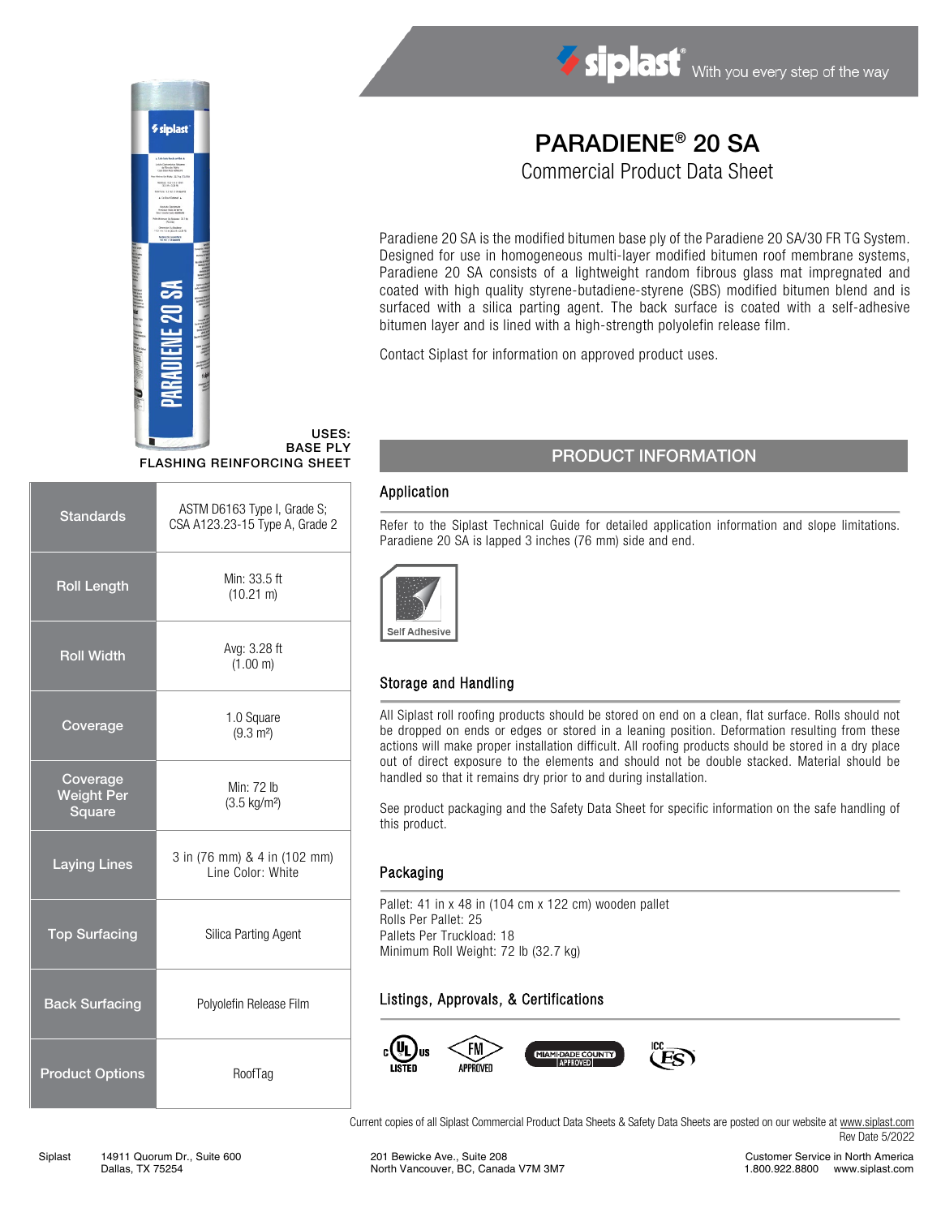# PARADIENE® 20 SA

## Commercial Product Data Sheet

Paradiene 20 SA is the modified bitumen base ply of the Paradiene 20 SA/30 FR TG System. Designed for use in homogeneous multi-layer modified bitumen roof membrane systems, Paradiene 20 SA consists of a lightweight random fibrous glass mat impregnated and coated with high quality styrene-butadiene-styrene (SBS) modified bitumen blend and is surfaced with a silica parting agent. The back surface is coated with a self-adhesive bitumen layer and is lined with a high-strength polyolefin release film.

Contact Siplast for information on approved product uses.

**USES:**
**BASE PLY**
**FLASHING REINFORCING SHEET**

| | |
|---|---|
| **Standards** | ASTM D6163 Type I, Grade S; CSA A123.23-15 Type A, Grade 2 |
| **Roll Length** | Min: 33.5 ft (10.21 m) |
| **Roll Width** | Avg: 3.28 ft (1.00 m) |
| **Coverage** | 1.0 Square (9.3 m²) |
| **Coverage Weight Per Square** | Min: 72 lb (3.5 kg/m²) |
| **Laying Lines** | 3 in (76 mm) & 4 in (102 mm) Line Color: White |
| **Top Surfacing** | Silica Parting Agent |
| **Back Surfacing** | Polyolefin Release Film |
| **Product Options** | RoofTag |

## PRODUCT INFORMATION

### Application

Refer to the Siplast Technical Guide for detailed application information and slope limitations. Paradiene 20 SA is lapped 3 inches (76 mm) side and end.

Self Adhesive

### Storage and Handling

All Siplast roll roofing products should be stored on end on a clean, flat surface. Rolls should not be dropped on ends or edges or stored in a leaning position. Deformation resulting from these actions will make proper installation difficult. All roofing products should be stored in a dry place out of direct exposure to the elements and should not be double stacked. Material should be handled so that it remains dry prior to and during installation.

See product packaging and the Safety Data Sheet for specific information on the safe handling of this product.

### Packaging

Pallet: 41 in x 48 in (104 cm x 122 cm) wooden pallet
Rolls Per Pallet: 25
Pallets Per Truckload: 18
Minimum Roll Weight: 72 lb (32.7 kg)

### Listings, Approvals, & Certifications

c UL us LISTED · FM APPROVED · MIAMI-DADE COUNTY APPROVED · ICC ES

Current copies of all Siplast Commercial Product Data Sheets & Safety Data Sheets are posted on our website at www.siplast.com
Rev Date 5/2022

Siplast 14911 Quorum Dr., Suite 600, Dallas, TX 75254 | 201 Bewicke Ave., Suite 208, North Vancouver, BC, Canada V7M 3M7 | Customer Service in North America 1.800.922.8800 www.siplast.com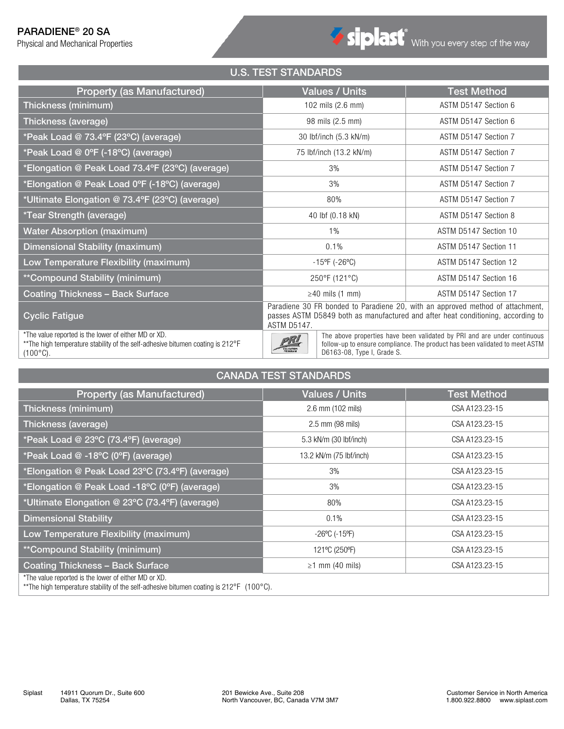# PARADIENE® 20 SA

Physical and Mechanical Properties

## U.S. TEST STANDARDS

| Property (as Manufactured) | Values / Units | Test Method |
|---|---|---|
| Thickness (minimum) | 102 mils (2.6 mm) | ASTM D5147 Section 6 |
| Thickness (average) | 98 mils (2.5 mm) | ASTM D5147 Section 6 |
| *Peak Load @ 73.4ºF (23ºC) (average) | 30 lbf/inch (5.3 kN/m) | ASTM D5147 Section 7 |
| *Peak Load @ 0ºF (-18ºC) (average) | 75 lbf/inch (13.2 kN/m) | ASTM D5147 Section 7 |
| *Elongation @ Peak Load 73.4ºF (23ºC) (average) | 3% | ASTM D5147 Section 7 |
| *Elongation @ Peak Load 0ºF (-18ºC) (average) | 3% | ASTM D5147 Section 7 |
| *Ultimate Elongation @ 73.4ºF (23ºC) (average) | 80% | ASTM D5147 Section 7 |
| *Tear Strength (average) | 40 lbf (0.18 kN) | ASTM D5147 Section 8 |
| Water Absorption (maximum) | 1% | ASTM D5147 Section 10 |
| Dimensional Stability (maximum) | 0.1% | ASTM D5147 Section 11 |
| Low Temperature Flexibility (maximum) | -15ºF (-26ºC) | ASTM D5147 Section 12 |
| **Compound Stability (minimum) | 250°F (121°C) | ASTM D5147 Section 16 |
| Coating Thickness – Back Surface | ≥40 mils (1 mm) | ASTM D5147 Section 17 |
| Cyclic Fatigue | Paradiene 30 FR bonded to Paradiene 20, with an approved method of attachment, passes ASTM D5849 both as manufactured and after heat conditioning, according to ASTM D5147. | |

*The value reported is the lower of either MD or XD.
**The high temperature stability of the self-adhesive bitumen coating is 212°F (100°C).

The above properties have been validated by PRI and are under continuous follow-up to ensure compliance. The product has been validated to meet ASTM D6163-08, Type I, Grade S.

## CANADA TEST STANDARDS

| Property (as Manufactured) | Values / Units | Test Method |
|---|---|---|
| Thickness (minimum) | 2.6 mm (102 mils) | CSA A123.23-15 |
| Thickness (average) | 2.5 mm (98 mils) | CSA A123.23-15 |
| *Peak Load @ 23ºC (73.4ºF) (average) | 5.3 kN/m (30 lbf/inch) | CSA A123.23-15 |
| *Peak Load @ -18ºC (0ºF) (average) | 13.2 kN/m (75 lbf/inch) | CSA A123.23-15 |
| *Elongation @ Peak Load 23ºC (73.4ºF) (average) | 3% | CSA A123.23-15 |
| *Elongation @ Peak Load -18ºC (0ºF) (average) | 3% | CSA A123.23-15 |
| *Ultimate Elongation @ 23ºC (73.4ºF) (average) | 80% | CSA A123.23-15 |
| Dimensional Stability | 0.1% | CSA A123.23-15 |
| Low Temperature Flexibility (maximum) | -26ºC (-15ºF) | CSA A123.23-15 |
| **Compound Stability (minimum) | 121ºC (250ºF) | CSA A123.23-15 |
| Coating Thickness – Back Surface | ≥1 mm (40 mils) | CSA A123.23-15 |

*The value reported is the lower of either MD or XD.
**The high temperature stability of the self-adhesive bitumen coating is 212°F (100°C).

Siplast 14911 Quorum Dr., Suite 600 Dallas, TX 75254

201 Bewicke Ave., Suite 208 North Vancouver, BC, Canada V7M 3M7

Customer Service in North America 1.800.922.8800 www.siplast.com